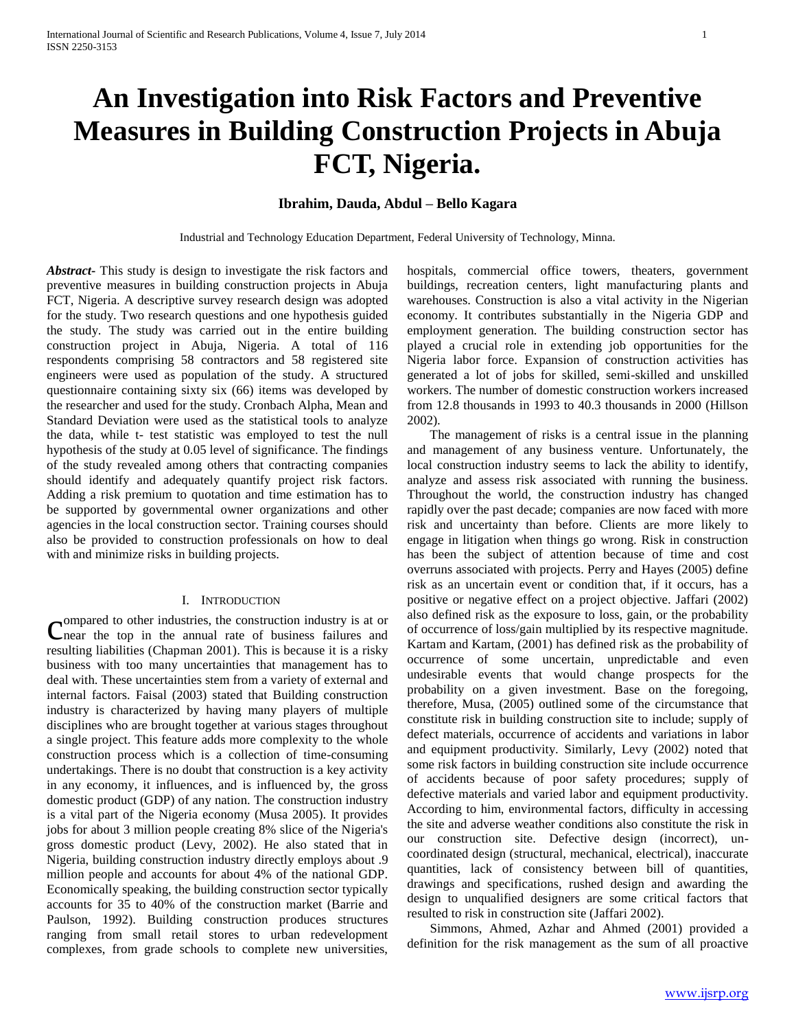# An Investigation into Risk Factors and Preventive Measures in Building Construction Projects in Abuja FCT, Nigeria.

**Ibrahim, Dauda, Abdul – Bello Kagara**

Industrial and Technology Education Department, Federal University of Technology, Minna.

***Abstract-*** This study is design to investigate the risk factors and preventive measures in building construction projects in Abuja FCT, Nigeria. A descriptive survey research design was adopted for the study. Two research questions and one hypothesis guided the study. The study was carried out in the entire building construction project in Abuja, Nigeria. A total of 116 respondents comprising 58 contractors and 58 registered site engineers were used as population of the study. A structured questionnaire containing sixty six (66) items was developed by the researcher and used for the study. Cronbach Alpha, Mean and Standard Deviation were used as the statistical tools to analyze the data, while t- test statistic was employed to test the null hypothesis of the study at 0.05 level of significance. The findings of the study revealed among others that contracting companies should identify and adequately quantify project risk factors. Adding a risk premium to quotation and time estimation has to be supported by governmental owner organizations and other agencies in the local construction sector. Training courses should also be provided to construction professionals on how to deal with and minimize risks in building projects.

## I. Introduction

Compared to other industries, the construction industry is at or near the top in the annual rate of business failures and resulting liabilities (Chapman 2001). This is because it is a risky business with too many uncertainties that management has to deal with. These uncertainties stem from a variety of external and internal factors. Faisal (2003) stated that Building construction industry is characterized by having many players of multiple disciplines who are brought together at various stages throughout a single project. This feature adds more complexity to the whole construction process which is a collection of time-consuming undertakings. There is no doubt that construction is a key activity in any economy, it influences, and is influenced by, the gross domestic product (GDP) of any nation. The construction industry is a vital part of the Nigeria economy (Musa 2005). It provides jobs for about 3 million people creating 8% slice of the Nigeria's gross domestic product (Levy, 2002). He also stated that in Nigeria, building construction industry directly employs about .9 million people and accounts for about 4% of the national GDP. Economically speaking, the building construction sector typically accounts for 35 to 40% of the construction market (Barrie and Paulson, 1992). Building construction produces structures ranging from small retail stores to urban redevelopment complexes, from grade schools to complete new universities, hospitals, commercial office towers, theaters, government buildings, recreation centers, light manufacturing plants and warehouses. Construction is also a vital activity in the Nigerian economy. It contributes substantially in the Nigeria GDP and employment generation. The building construction sector has played a crucial role in extending job opportunities for the Nigeria labor force. Expansion of construction activities has generated a lot of jobs for skilled, semi-skilled and unskilled workers. The number of domestic construction workers increased from 12.8 thousands in 1993 to 40.3 thousands in 2000 (Hillson 2002).

The management of risks is a central issue in the planning and management of any business venture. Unfortunately, the local construction industry seems to lack the ability to identify, analyze and assess risk associated with running the business. Throughout the world, the construction industry has changed rapidly over the past decade; companies are now faced with more risk and uncertainty than before. Clients are more likely to engage in litigation when things go wrong. Risk in construction has been the subject of attention because of time and cost overruns associated with projects. Perry and Hayes (2005) define risk as an uncertain event or condition that, if it occurs, has a positive or negative effect on a project objective. Jaffari (2002) also defined risk as the exposure to loss, gain, or the probability of occurrence of loss/gain multiplied by its respective magnitude. Kartam and Kartam, (2001) has defined risk as the probability of occurrence of some uncertain, unpredictable and even undesirable events that would change prospects for the probability on a given investment. Base on the foregoing, therefore, Musa, (2005) outlined some of the circumstance that constitute risk in building construction site to include; supply of defect materials, occurrence of accidents and variations in labor and equipment productivity. Similarly, Levy (2002) noted that some risk factors in building construction site include occurrence of accidents because of poor safety procedures; supply of defective materials and varied labor and equipment productivity. According to him, environmental factors, difficulty in accessing the site and adverse weather conditions also constitute the risk in our construction site. Defective design (incorrect), un-coordinated design (structural, mechanical, electrical), inaccurate quantities, lack of consistency between bill of quantities, drawings and specifications, rushed design and awarding the design to unqualified designers are some critical factors that resulted to risk in construction site (Jaffari 2002).

Simmons, Ahmed, Azhar and Ahmed (2001) provided a definition for the risk management as the sum of all proactive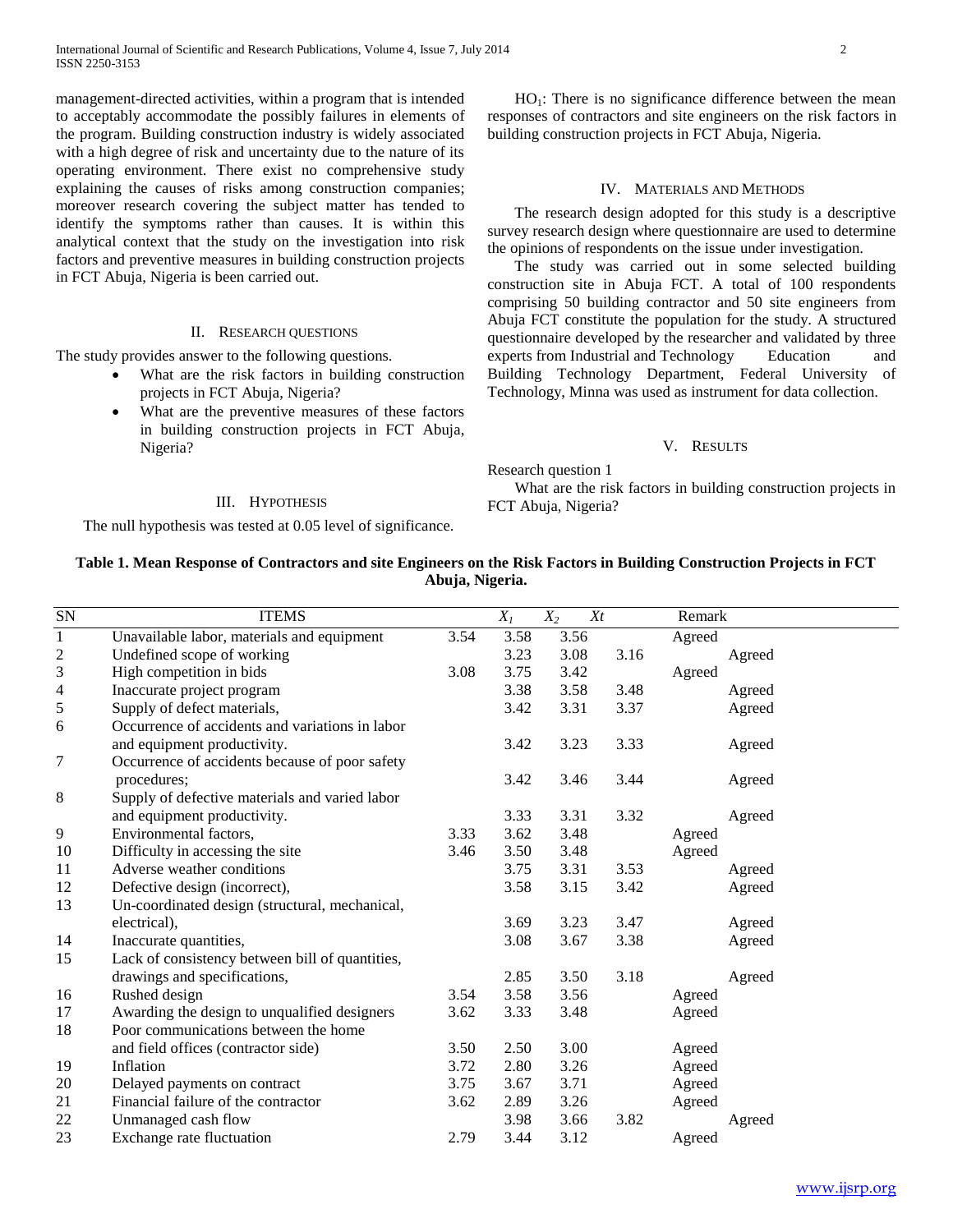management-directed activities, within a program that is intended to acceptably accommodate the possibly failures in elements of the program. Building construction industry is widely associated with a high degree of risk and uncertainty due to the nature of its operating environment. There exist no comprehensive study explaining the causes of risks among construction companies; moreover research covering the subject matter has tended to identify the symptoms rather than causes. It is within this analytical context that the study on the investigation into risk factors and preventive measures in building construction projects in FCT Abuja, Nigeria is been carried out.

## II. Research Questions

The study provides answer to the following questions.

- What are the risk factors in building construction projects in FCT Abuja, Nigeria?
- What are the preventive measures of these factors in building construction projects in FCT Abuja, Nigeria?

## III. Hypothesis

The null hypothesis was tested at 0.05 level of significance.

$HO_1$: There is no significance difference between the mean responses of contractors and site engineers on the risk factors in building construction projects in FCT Abuja, Nigeria.

## IV. Materials and Methods

The research design adopted for this study is a descriptive survey research design where questionnaire are used to determine the opinions of respondents on the issue under investigation.

The study was carried out in some selected building construction site in Abuja FCT. A total of 100 respondents comprising 50 building contractor and 50 site engineers from Abuja FCT constitute the population for the study. A structured questionnaire developed by the researcher and validated by three experts from Industrial and Technology Education and Building Technology Department, Federal University of Technology, Minna was used as instrument for data collection.

## V. Results

Research question 1

What are the risk factors in building construction projects in FCT Abuja, Nigeria?

**Table 1. Mean Response of Contractors and site Engineers on the Risk Factors in Building Construction Projects in FCT Abuja, Nigeria.**

| SN | ITEMS | $X_1$ | $X_2$ | $Xt$ | Remark |
|---|---|---|---|---|---|
| 1 | Unavailable labor, materials and equipment | 3.54 | 3.58 | 3.56 | Agreed |
| 2 | Undefined scope of working | 3.23 | 3.08 | 3.16 | Agreed |
| 3 | High competition in bids | 3.08 | 3.75 | 3.42 | Agreed |
| 4 | Inaccurate project program | 3.38 | 3.58 | 3.48 | Agreed |
| 5 | Supply of defect materials, | 3.42 | 3.31 | 3.37 | Agreed |
| 6 | Occurrence of accidents and variations in labor and equipment productivity. | 3.42 | 3.23 | 3.33 | Agreed |
| 7 | Occurrence of accidents because of poor safety procedures; | 3.42 | 3.46 | 3.44 | Agreed |
| 8 | Supply of defective materials and varied labor and equipment productivity. | 3.33 | 3.31 | 3.32 | Agreed |
| 9 | Environmental factors, | 3.33 | 3.62 | 3.48 | Agreed |
| 10 | Difficulty in accessing the site | 3.46 | 3.50 | 3.48 | Agreed |
| 11 | Adverse weather conditions | 3.75 | 3.31 | 3.53 | Agreed |
| 12 | Defective design (incorrect), | 3.58 | 3.15 | 3.42 | Agreed |
| 13 | Un-coordinated design (structural, mechanical, electrical), | 3.69 | 3.23 | 3.47 | Agreed |
| 14 | Inaccurate quantities, | 3.08 | 3.67 | 3.38 | Agreed |
| 15 | Lack of consistency between bill of quantities, drawings and specifications, | 2.85 | 3.50 | 3.18 | Agreed |
| 16 | Rushed design | 3.54 | 3.58 | 3.56 | Agreed |
| 17 | Awarding the design to unqualified designers | 3.62 | 3.33 | 3.48 | Agreed |
| 18 | Poor communications between the home and field offices (contractor side) | 3.50 | 2.50 | 3.00 | Agreed |
| 19 | Inflation | 3.72 | 2.80 | 3.26 | Agreed |
| 20 | Delayed payments on contract | 3.75 | 3.67 | 3.71 | Agreed |
| 21 | Financial failure of the contractor | 3.62 | 2.89 | 3.26 | Agreed |
| 22 | Unmanaged cash flow | 3.98 | 3.66 | 3.82 | Agreed |
| 23 | Exchange rate fluctuation | 2.79 | 3.44 | 3.12 | Agreed |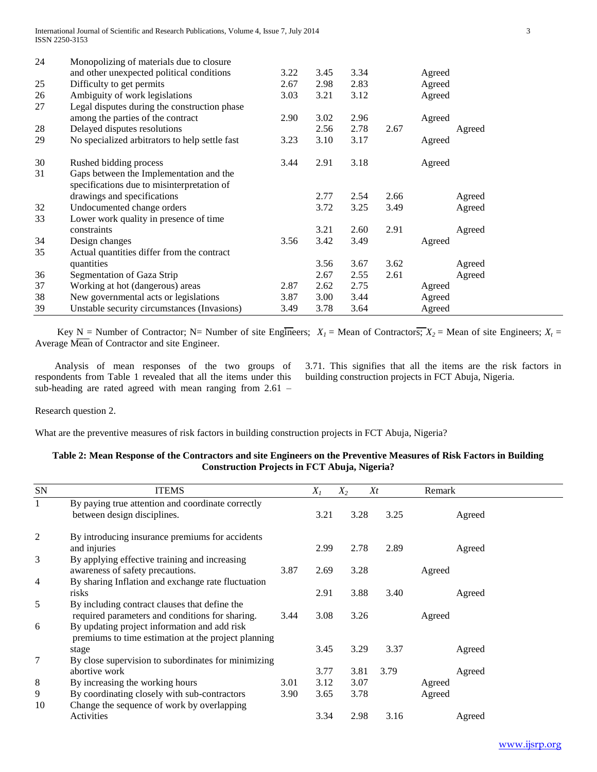| SN | ITEMS | $X_1$ | $X_2$ | $X_t$ | Remark |
|---|---|---|---|---|---|
| 24 | Monopolizing of materials due to closure and other unexpected political conditions | 3.22 | 3.45 | 3.34 | Agreed |
| 25 | Difficulty to get permits | 2.67 | 2.98 | 2.83 | Agreed |
| 26 | Ambiguity of work legislations | 3.03 | 3.21 | 3.12 | Agreed |
| 27 | Legal disputes during the construction phase among the parties of the contract | 2.90 | 3.02 | 2.96 | Agreed |
| 28 | Delayed disputes resolutions | 2.56 | 2.78 | 2.67 | Agreed |
| 29 | No specialized arbitrators to help settle fast | 3.23 | 3.10 | 3.17 | Agreed |
| 30 | Rushed bidding process | 3.44 | 2.91 | 3.18 | Agreed |
| 31 | Gaps between the Implementation and the specifications due to misinterpretation of drawings and specifications | 2.77 | 2.54 | 2.66 | Agreed |
| 32 | Undocumented change orders | 3.72 | 3.25 | 3.49 | Agreed |
| 33 | Lower work quality in presence of time constraints | 3.21 | 2.60 | 2.91 | Agreed |
| 34 | Design changes | 3.56 | 3.42 | 3.49 | Agreed |
| 35 | Actual quantities differ from the contract quantities | 3.56 | 3.67 | 3.62 | Agreed |
| 36 | Segmentation of Gaza Strip | 2.67 | 2.55 | 2.61 | Agreed |
| 37 | Working at hot (dangerous) areas | 2.87 | 2.62 | 2.75 | Agreed |
| 38 | New governmental acts or legislations | 3.87 | 3.00 | 3.44 | Agreed |
| 39 | Unstable security circumstances (Invasions) | 3.49 | 3.78 | 3.64 | Agreed |

Key N = Number of Contractor; N= Number of site Engineers; $\bar{X}_1$ = Mean of Contractors; $\bar{X}_2$ = Mean of site Engineers; $\bar{X}_t$ = Average Mean of Contractor and site Engineer.

Analysis of mean responses of the two groups of respondents from Table 1 revealed that all the items under this sub-heading are rated agreed with mean ranging from 2.61 – 3.71. This signifies that all the items are the risk factors in building construction projects in FCT Abuja, Nigeria.

Research question 2.

What are the preventive measures of risk factors in building construction projects in FCT Abuja, Nigeria?

**Table 2: Mean Response of the Contractors and site Engineers on the Preventive Measures of Risk Factors in Building Construction Projects in FCT Abuja, Nigeria?**

| SN | ITEMS | $X_1$ | $X_2$ | $Xt$ | Remark |
|---|---|---|---|---|---|
| 1 | By paying true attention and coordinate correctly between design disciplines. | 3.21 | 3.28 | 3.25 | Agreed |
| 2 | By introducing insurance premiums for accidents and injuries | 2.99 | 2.78 | 2.89 | Agreed |
| 3 | By applying effective training and increasing awareness of safety precautions. | 3.87 | 2.69 | 3.28 | Agreed |
| 4 | By sharing Inflation and exchange rate fluctuation risks | 2.91 | 3.88 | 3.40 | Agreed |
| 5 | By including contract clauses that define the required parameters and conditions for sharing. | 3.44 | 3.08 | 3.26 | Agreed |
| 6 | By updating project information and add risk premiums to time estimation at the project planning stage | 3.45 | 3.29 | 3.37 | Agreed |
| 7 | By close supervision to subordinates for minimizing abortive work | 3.77 | 3.81 | 3.79 | Agreed |
| 8 | By increasing the working hours | 3.01 | 3.12 | 3.07 | Agreed |
| 9 | By coordinating closely with sub-contractors | 3.90 | 3.65 | 3.78 | Agreed |
| 10 | Change the sequence of work by overlapping Activities | 3.34 | 2.98 | 3.16 | Agreed |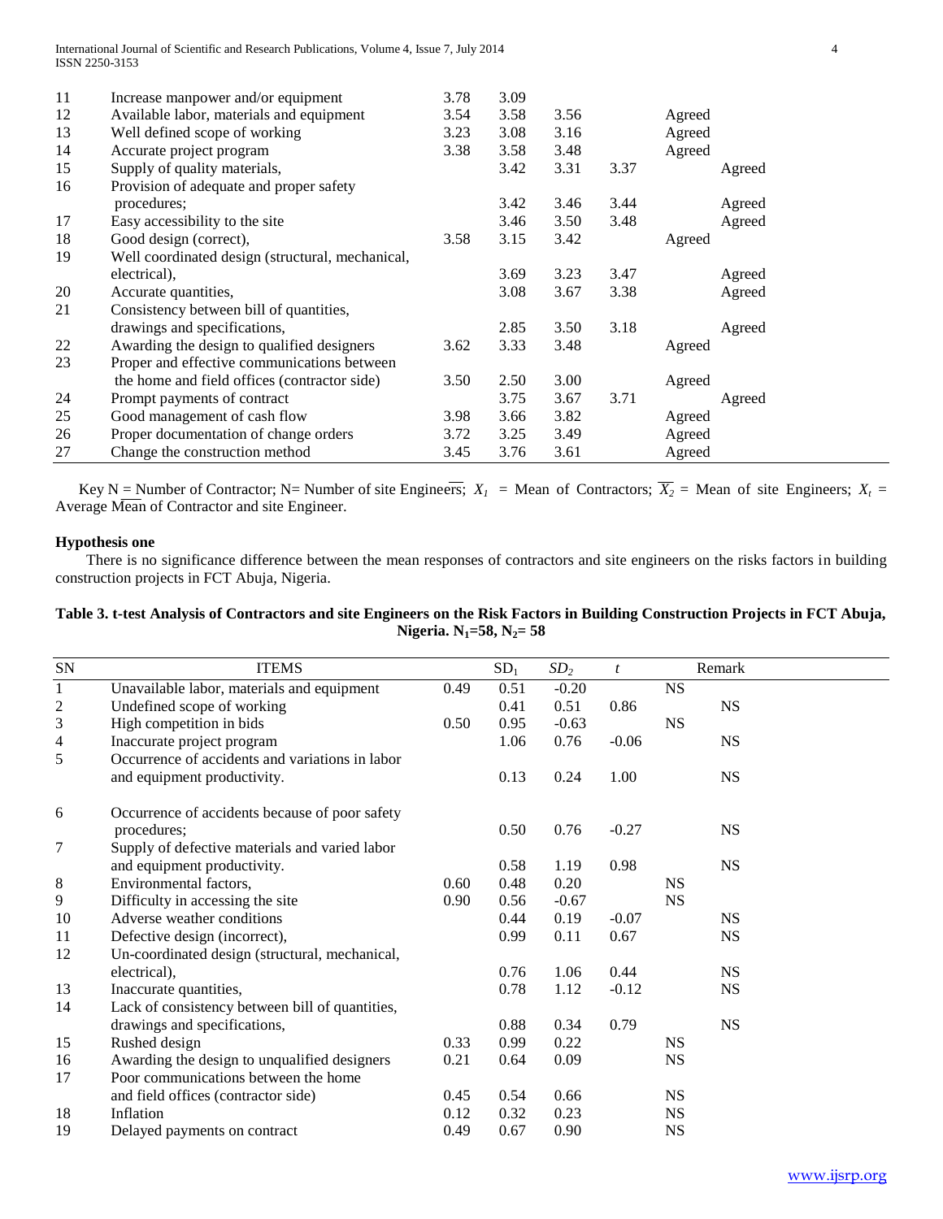| | | | | | | | |
|---|---|---|---|---|---|---|---|
| 11 | Increase manpower and/or equipment | 3.78 | 3.09 | | | | |
| 12 | Available labor, materials and equipment | 3.54 | 3.58 | 3.56 | | Agreed | |
| 13 | Well defined scope of working | 3.23 | 3.08 | 3.16 | | Agreed | |
| 14 | Accurate project program | 3.38 | 3.58 | 3.48 | | Agreed | |
| 15 | Supply of quality materials, | | 3.42 | 3.31 | 3.37 | | Agreed |
| 16 | Provision of adequate and proper safety procedures; | | 3.42 | 3.46 | 3.44 | | Agreed |
| 17 | Easy accessibility to the site | | 3.46 | 3.50 | 3.48 | | Agreed |
| 18 | Good design (correct), | 3.58 | 3.15 | 3.42 | | Agreed | |
| 19 | Well coordinated design (structural, mechanical, electrical), | | 3.69 | 3.23 | 3.47 | | Agreed |
| 20 | Accurate quantities, | | 3.08 | 3.67 | 3.38 | | Agreed |
| 21 | Consistency between bill of quantities, drawings and specifications, | | 2.85 | 3.50 | 3.18 | | Agreed |
| 22 | Awarding the design to qualified designers | 3.62 | 3.33 | 3.48 | | Agreed | |
| 23 | Proper and effective communications between the home and field offices (contractor side) | 3.50 | 2.50 | 3.00 | | Agreed | |
| 24 | Prompt payments of contract | | 3.75 | 3.67 | 3.71 | | Agreed |
| 25 | Good management of cash flow | 3.98 | 3.66 | 3.82 | | Agreed | |
| 26 | Proper documentation of change orders | 3.72 | 3.25 | 3.49 | | Agreed | |
| 27 | Change the construction method | 3.45 | 3.76 | 3.61 | | Agreed | |

Key N = Number of Contractor; N= Number of site Engineers; $\overline{X_1}$ = Mean of Contractors; $\overline{X_2}$ = Mean of site Engineers; $X_t$ = Average Mean of Contractor and site Engineer.

### Hypothesis one

There is no significance difference between the mean responses of contractors and site engineers on the risks factors in building construction projects in FCT Abuja, Nigeria.

**Table 3. t-test Analysis of Contractors and site Engineers on the Risk Factors in Building Construction Projects in FCT Abuja, Nigeria. $N_1$=58, $N_2$= 58**

| SN | ITEMS | | $SD_1$ | $SD_2$ | $t$ | | Remark |
|---|---|---|---|---|---|---|---|
| 1 | Unavailable labor, materials and equipment | 0.49 | 0.51 | -0.20 | | NS | |
| 2 | Undefined scope of working | | 0.41 | 0.51 | 0.86 | | NS |
| 3 | High competition in bids | 0.50 | 0.95 | -0.63 | | NS | |
| 4 | Inaccurate project program | | 1.06 | 0.76 | -0.06 | | NS |
| 5 | Occurrence of accidents and variations in labor and equipment productivity. | | 0.13 | 0.24 | 1.00 | | NS |
| 6 | Occurrence of accidents because of poor safety procedures; | | 0.50 | 0.76 | -0.27 | | NS |
| 7 | Supply of defective materials and varied labor and equipment productivity. | | 0.58 | 1.19 | 0.98 | | NS |
| 8 | Environmental factors, | 0.60 | 0.48 | 0.20 | | NS | |
| 9 | Difficulty in accessing the site | 0.90 | 0.56 | -0.67 | | NS | |
| 10 | Adverse weather conditions | | 0.44 | 0.19 | -0.07 | | NS |
| 11 | Defective design (incorrect), | | 0.99 | 0.11 | 0.67 | | NS |
| 12 | Un-coordinated design (structural, mechanical, electrical), | | 0.76 | 1.06 | 0.44 | | NS |
| 13 | Inaccurate quantities, | | 0.78 | 1.12 | -0.12 | | NS |
| 14 | Lack of consistency between bill of quantities, drawings and specifications, | | 0.88 | 0.34 | 0.79 | | NS |
| 15 | Rushed design | 0.33 | 0.99 | 0.22 | | NS | |
| 16 | Awarding the design to unqualified designers | 0.21 | 0.64 | 0.09 | | NS | |
| 17 | Poor communications between the home and field offices (contractor side) | 0.45 | 0.54 | 0.66 | | NS | |
| 18 | Inflation | 0.12 | 0.32 | 0.23 | | NS | |
| 19 | Delayed payments on contract | 0.49 | 0.67 | 0.90 | | NS | |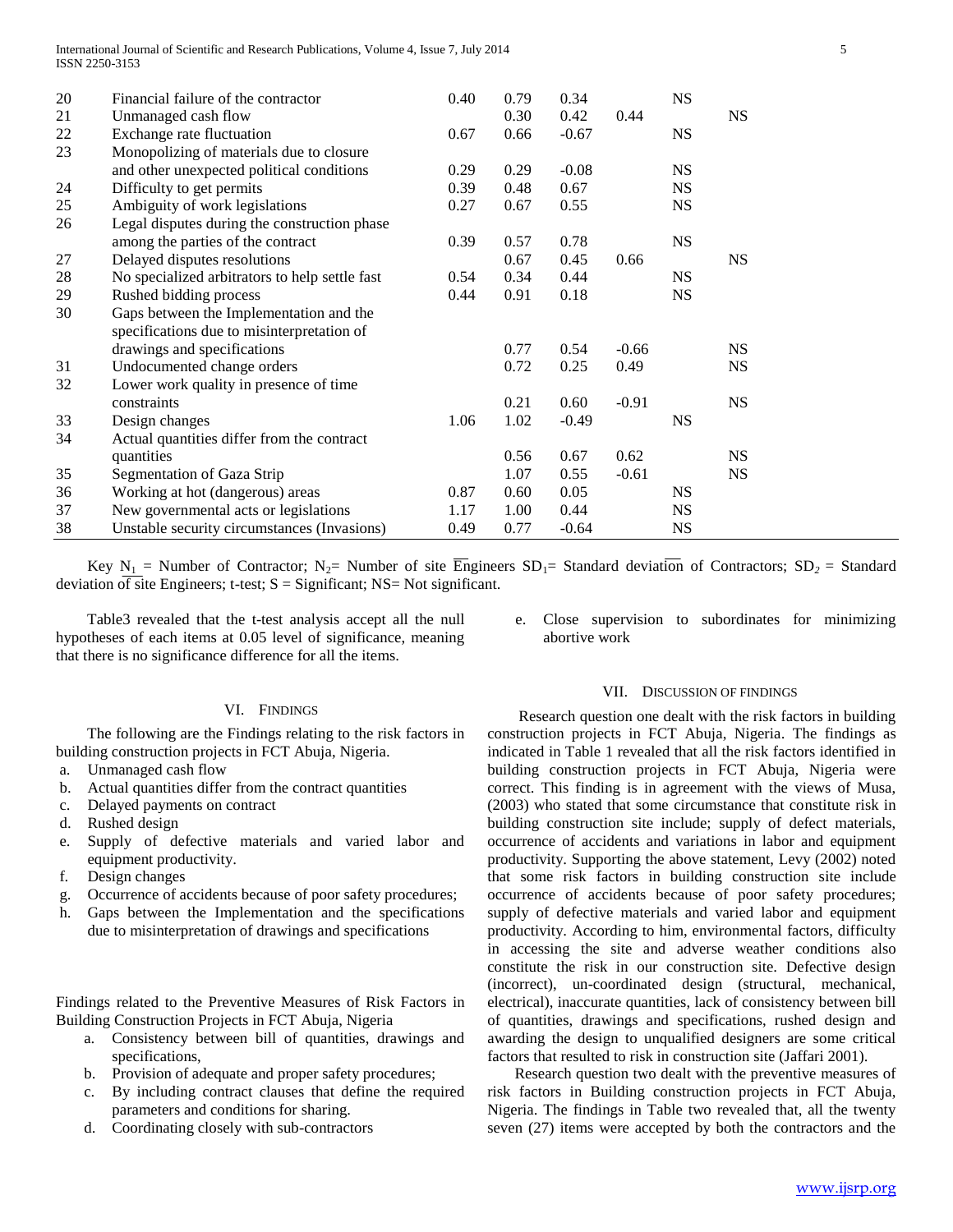| | | | | | | | |
|---|---|---|---|---|---|---|---|
| 20 | Financial failure of the contractor | 0.40 | 0.79 | 0.34 | | NS | |
| 21 | Unmanaged cash flow | | 0.30 | 0.42 | 0.44 | | NS |
| 22 | Exchange rate fluctuation | 0.67 | 0.66 | -0.67 | | NS | |
| 23 | Monopolizing of materials due to closure and other unexpected political conditions | 0.29 | 0.29 | -0.08 | | NS | |
| 24 | Difficulty to get permits | 0.39 | 0.48 | 0.67 | | NS | |
| 25 | Ambiguity of work legislations | 0.27 | 0.67 | 0.55 | | NS | |
| 26 | Legal disputes during the construction phase among the parties of the contract | 0.39 | 0.57 | 0.78 | | NS | |
| 27 | Delayed disputes resolutions | | 0.67 | 0.45 | 0.66 | | NS |
| 28 | No specialized arbitrators to help settle fast | 0.54 | 0.34 | 0.44 | | NS | |
| 29 | Rushed bidding process | 0.44 | 0.91 | 0.18 | | NS | |
| 30 | Gaps between the Implementation and the specifications due to misinterpretation of drawings and specifications | | 0.77 | 0.54 | -0.66 | | NS |
| 31 | Undocumented change orders | | 0.72 | 0.25 | 0.49 | | NS |
| 32 | Lower work quality in presence of time constraints | | 0.21 | 0.60 | -0.91 | | NS |
| 33 | Design changes | 1.06 | 1.02 | -0.49 | | NS | |
| 34 | Actual quantities differ from the contract quantities | | 0.56 | 0.67 | 0.62 | | NS |
| 35 | Segmentation of Gaza Strip | | 1.07 | 0.55 | -0.61 | | NS |
| 36 | Working at hot (dangerous) areas | 0.87 | 0.60 | 0.05 | | NS | |
| 37 | New governmental acts or legislations | 1.17 | 1.00 | 0.44 | | NS | |
| 38 | Unstable security circumstances (Invasions) | 0.49 | 0.77 | -0.64 | | NS | |

Key $N_1$ = Number of Contractor; $N_2$= Number of site Engineers $SD_1$= Standard deviation of Contractors; $SD_2$ = Standard deviation of site Engineers; t-test; S = Significant; NS= Not significant.

Table3 revealed that the t-test analysis accept all the null hypotheses of each items at 0.05 level of significance, meaning that there is no significance difference for all the items.

## VI. Findings

The following are the Findings relating to the risk factors in building construction projects in FCT Abuja, Nigeria.

a. Unmanaged cash flow
b. Actual quantities differ from the contract quantities
c. Delayed payments on contract
d. Rushed design
e. Supply of defective materials and varied labor and equipment productivity.
f. Design changes
g. Occurrence of accidents because of poor safety procedures;
h. Gaps between the Implementation and the specifications due to misinterpretation of drawings and specifications

Findings related to the Preventive Measures of Risk Factors in Building Construction Projects in FCT Abuja, Nigeria

a. Consistency between bill of quantities, drawings and specifications,
b. Provision of adequate and proper safety procedures;
c. By including contract clauses that define the required parameters and conditions for sharing.
d. Coordinating closely with sub-contractors
e. Close supervision to subordinates for minimizing abortive work

## VII. Discussion of Findings

Research question one dealt with the risk factors in building construction projects in FCT Abuja, Nigeria. The findings as indicated in Table 1 revealed that all the risk factors identified in building construction projects in FCT Abuja, Nigeria were correct. This finding is in agreement with the views of Musa, (2003) who stated that some circumstance that constitute risk in building construction site include; supply of defect materials, occurrence of accidents and variations in labor and equipment productivity. Supporting the above statement, Levy (2002) noted that some risk factors in building construction site include occurrence of accidents because of poor safety procedures; supply of defective materials and varied labor and equipment productivity. According to him, environmental factors, difficulty in accessing the site and adverse weather conditions also constitute the risk in our construction site. Defective design (incorrect), un-coordinated design (structural, mechanical, electrical), inaccurate quantities, lack of consistency between bill of quantities, drawings and specifications, rushed design and awarding the design to unqualified designers are some critical factors that resulted to risk in construction site (Jaffari 2001).

Research question two dealt with the preventive measures of risk factors in Building construction projects in FCT Abuja, Nigeria. The findings in Table two revealed that, all the twenty seven (27) items were accepted by both the contractors and the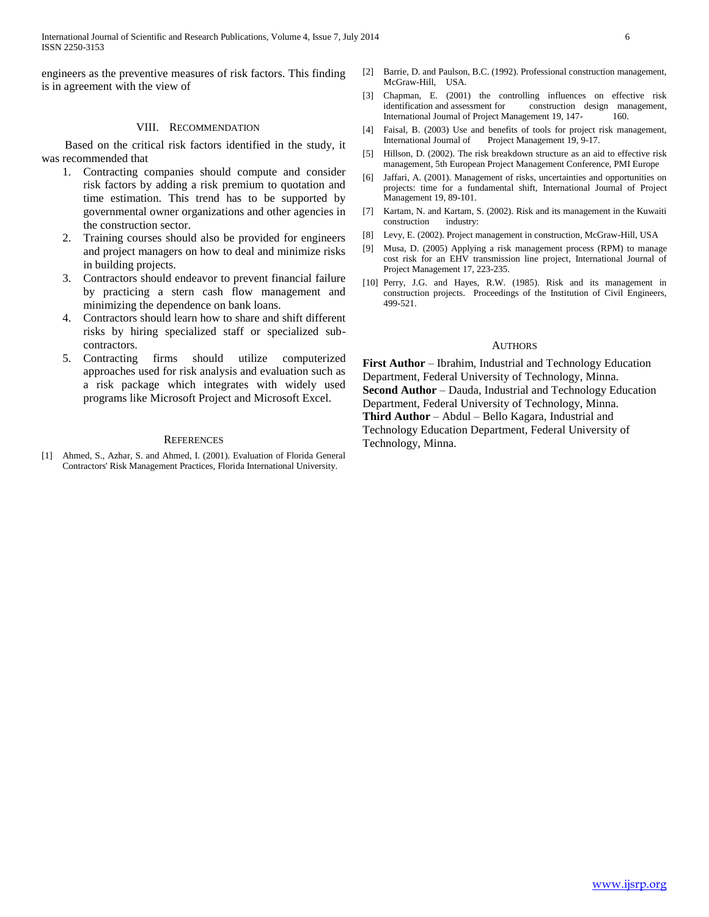engineers as the preventive measures of risk factors. This finding is in agreement with the view of

## VIII. Recommendation

Based on the critical risk factors identified in the study, it was recommended that

1. Contracting companies should compute and consider risk factors by adding a risk premium to quotation and time estimation. This trend has to be supported by governmental owner organizations and other agencies in the construction sector.
2. Training courses should also be provided for engineers and project managers on how to deal and minimize risks in building projects.
3. Contractors should endeavor to prevent financial failure by practicing a stern cash flow management and minimizing the dependence on bank loans.
4. Contractors should learn how to share and shift different risks by hiring specialized staff or specialized sub-contractors.
5. Contracting firms should utilize computerized approaches used for risk analysis and evaluation such as a risk package which integrates with widely used programs like Microsoft Project and Microsoft Excel.

## References

[1] Ahmed, S., Azhar, S. and Ahmed, I. (2001). Evaluation of Florida General Contractors' Risk Management Practices, Florida International University.

[2] Barrie, D. and Paulson, B.C. (1992). Professional construction management, McGraw-Hill, USA.

[3] Chapman, E. (2001) the controlling influences on effective risk identification and assessment for construction design management, International Journal of Project Management 19, 147- 160.

[4] Faisal, B. (2003) Use and benefits of tools for project risk management, International Journal of Project Management 19, 9-17.

[5] Hillson, D. (2002). The risk breakdown structure as an aid to effective risk management, 5th European Project Management Conference, PMI Europe

[6] Jaffari, A. (2001). Management of risks, uncertainties and opportunities on projects: time for a fundamental shift, International Journal of Project Management 19, 89-101.

[7] Kartam, N. and Kartam, S. (2002). Risk and its management in the Kuwaiti construction industry:

[8] Levy, E. (2002). Project management in construction, McGraw-Hill, USA

[9] Musa, D. (2005) Applying a risk management process (RPM) to manage cost risk for an EHV transmission line project, International Journal of Project Management 17, 223-235.

[10] Perry, J.G. and Hayes, R.W. (1985). Risk and its management in construction projects. Proceedings of the Institution of Civil Engineers, 499-521.

## Authors

**First Author** – Ibrahim, Industrial and Technology Education Department, Federal University of Technology, Minna.

**Second Author** – Dauda, Industrial and Technology Education Department, Federal University of Technology, Minna.

**Third Author** – Abdul – Bello Kagara, Industrial and Technology Education Department, Federal University of Technology, Minna.